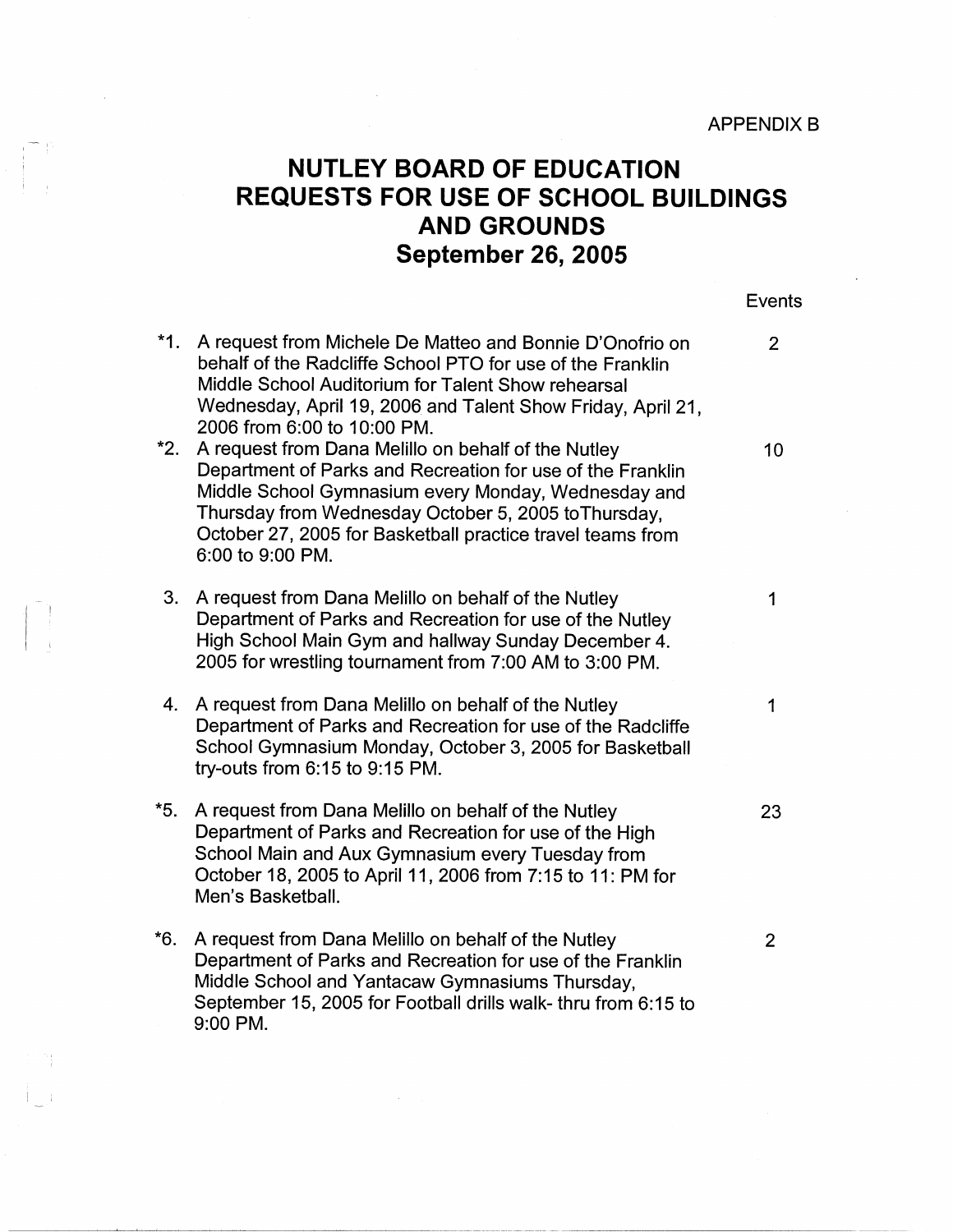APPENDIX B

# NUTLEY BOARD OF EDUCATION
# REQUESTS FOR USE OF SCHOOL BUILDINGS AND GROUNDS
# September 26, 2005

| | | Events |
|---|---|---|
| *1. | A request from Michele De Matteo and Bonnie D'Onofrio on behalf of the Radcliffe School PTO for use of the Franklin Middle School Auditorium for Talent Show rehearsal Wednesday, April 19, 2006 and Talent Show Friday, April 21, 2006 from 6:00 to 10:00 PM. | 2 |
| *2. | A request from Dana Melillo on behalf of the Nutley Department of Parks and Recreation for use of the Franklin Middle School Gymnasium every Monday, Wednesday and Thursday from Wednesday October 5, 2005 toThursday, October 27, 2005 for Basketball practice travel teams from 6:00 to 9:00 PM. | 10 |
| 3. | A request from Dana Melillo on behalf of the Nutley Department of Parks and Recreation for use of the Nutley High School Main Gym and hallway Sunday December 4. 2005 for wrestling tournament from 7:00 AM to 3:00 PM. | 1 |
| 4. | A request from Dana Melillo on behalf of the Nutley Department of Parks and Recreation for use of the Radcliffe School Gymnasium Monday, October 3, 2005 for Basketball try-outs from 6:15 to 9:15 PM. | 1 |
| *5. | A request from Dana Melillo on behalf of the Nutley Department of Parks and Recreation for use of the High School Main and Aux Gymnasium every Tuesday from October 18, 2005 to April 11, 2006 from 7:15 to 11: PM for Men's Basketball. | 23 |
| *6. | A request from Dana Melillo on behalf of the Nutley Department of Parks and Recreation for use of the Franklin Middle School and Yantacaw Gymnasiums Thursday, September 15, 2005 for Football drills walk- thru from 6:15 to 9:00 PM. | 2 |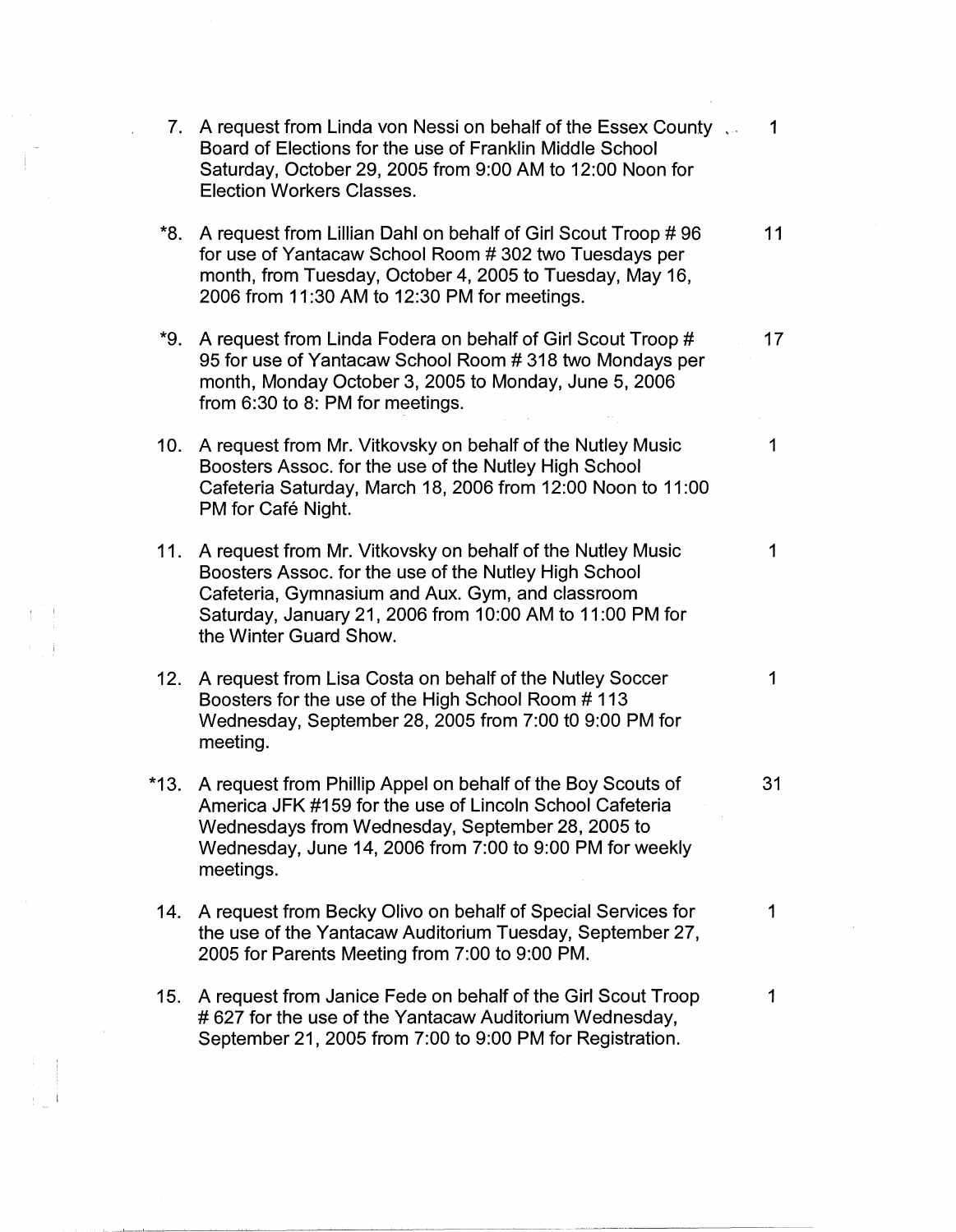7. A request from Linda von Nessi on behalf of the Essex County Board of Elections for the use of Franklin Middle School Saturday, October 29, 2005 from 9:00 AM to 12:00 Noon for Election Workers Classes. — 1

*8. A request from Lillian Dahl on behalf of Girl Scout Troop # 96 for use of Yantacaw School Room # 302 two Tuesdays per month, from Tuesday, October 4, 2005 to Tuesday, May 16, 2006 from 11:30 AM to 12:30 PM for meetings. — 11

*9. A request from Linda Fodera on behalf of Girl Scout Troop # 95 for use of Yantacaw School Room # 318 two Mondays per month, Monday October 3, 2005 to Monday, June 5, 2006 from 6:30 to 8: PM for meetings. — 17

10. A request from Mr. Vitkovsky on behalf of the Nutley Music Boosters Assoc. for the use of the Nutley High School Cafeteria Saturday, March 18, 2006 from 12:00 Noon to 11:00 PM for Café Night. — 1

11. A request from Mr. Vitkovsky on behalf of the Nutley Music Boosters Assoc. for the use of the Nutley High School Cafeteria, Gymnasium and Aux. Gym, and classroom Saturday, January 21, 2006 from 10:00 AM to 11:00 PM for the Winter Guard Show. — 1

12. A request from Lisa Costa on behalf of the Nutley Soccer Boosters for the use of the High School Room # 113 Wednesday, September 28, 2005 from 7:00 t0 9:00 PM for meeting. — 1

*13. A request from Phillip Appel on behalf of the Boy Scouts of America JFK #159 for the use of Lincoln School Cafeteria Wednesdays from Wednesday, September 28, 2005 to Wednesday, June 14, 2006 from 7:00 to 9:00 PM for weekly meetings. — 31

14. A request from Becky Olivo on behalf of Special Services for the use of the Yantacaw Auditorium Tuesday, September 27, 2005 for Parents Meeting from 7:00 to 9:00 PM. — 1

15. A request from Janice Fede on behalf of the Girl Scout Troop # 627 for the use of the Yantacaw Auditorium Wednesday, September 21, 2005 from 7:00 to 9:00 PM for Registration. — 1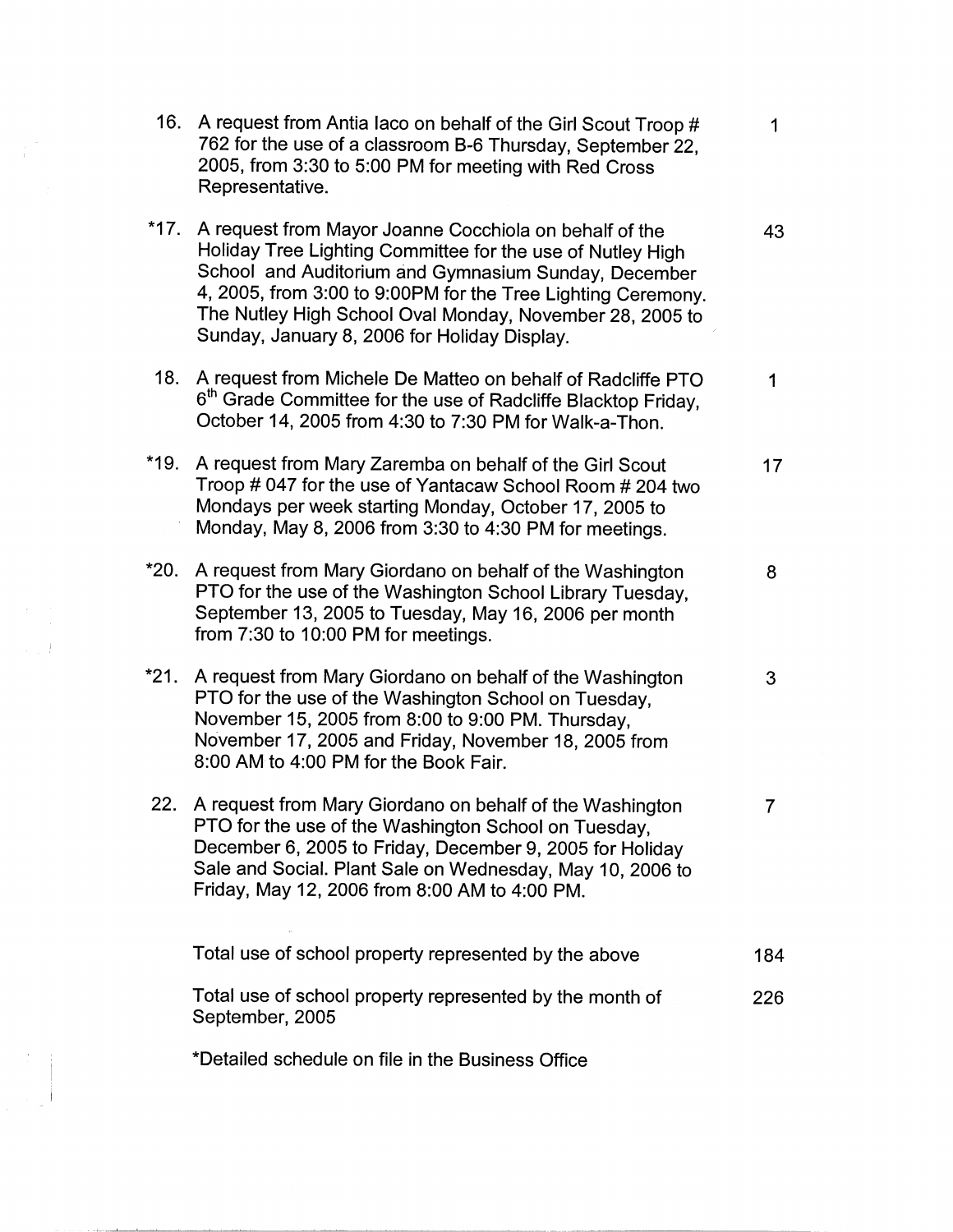| | | |
|---|---|---|
| 16. | A request from Antia Iaco on behalf of the Girl Scout Troop # 762 for the use of a classroom B-6 Thursday, September 22, 2005, from 3:30 to 5:00 PM for meeting with Red Cross Representative. | 1 |
| *17. | A request from Mayor Joanne Cocchiola on behalf of the Holiday Tree Lighting Committee for the use of Nutley High School and Auditorium and Gymnasium Sunday, December 4, 2005, from 3:00 to 9:00PM for the Tree Lighting Ceremony. The Nutley High School Oval Monday, November 28, 2005 to Sunday, January 8, 2006 for Holiday Display. | 43 |
| 18. | A request from Michele De Matteo on behalf of Radcliffe PTO 6th Grade Committee for the use of Radcliffe Blacktop Friday, October 14, 2005 from 4:30 to 7:30 PM for Walk-a-Thon. | 1 |
| *19. | A request from Mary Zaremba on behalf of the Girl Scout Troop # 047 for the use of Yantacaw School Room # 204 two Mondays per week starting Monday, October 17, 2005 to Monday, May 8, 2006 from 3:30 to 4:30 PM for meetings. | 17 |
| *20. | A request from Mary Giordano on behalf of the Washington PTO for the use of the Washington School Library Tuesday, September 13, 2005 to Tuesday, May 16, 2006 per month from 7:30 to 10:00 PM for meetings. | 8 |
| *21. | A request from Mary Giordano on behalf of the Washington PTO for the use of the Washington School on Tuesday, November 15, 2005 from 8:00 to 9:00 PM. Thursday, November 17, 2005 and Friday, November 18, 2005 from 8:00 AM to 4:00 PM for the Book Fair. | 3 |
| 22. | A request from Mary Giordano on behalf of the Washington PTO for the use of the Washington School on Tuesday, December 6, 2005 to Friday, December 9, 2005 for Holiday Sale and Social. Plant Sale on Wednesday, May 10, 2006 to Friday, May 12, 2006 from 8:00 AM to 4:00 PM. | 7 |
| | Total use of school property represented by the above | 184 |
| | Total use of school property represented by the month of September, 2005 | 226 |

*Detailed schedule on file in the Business Office